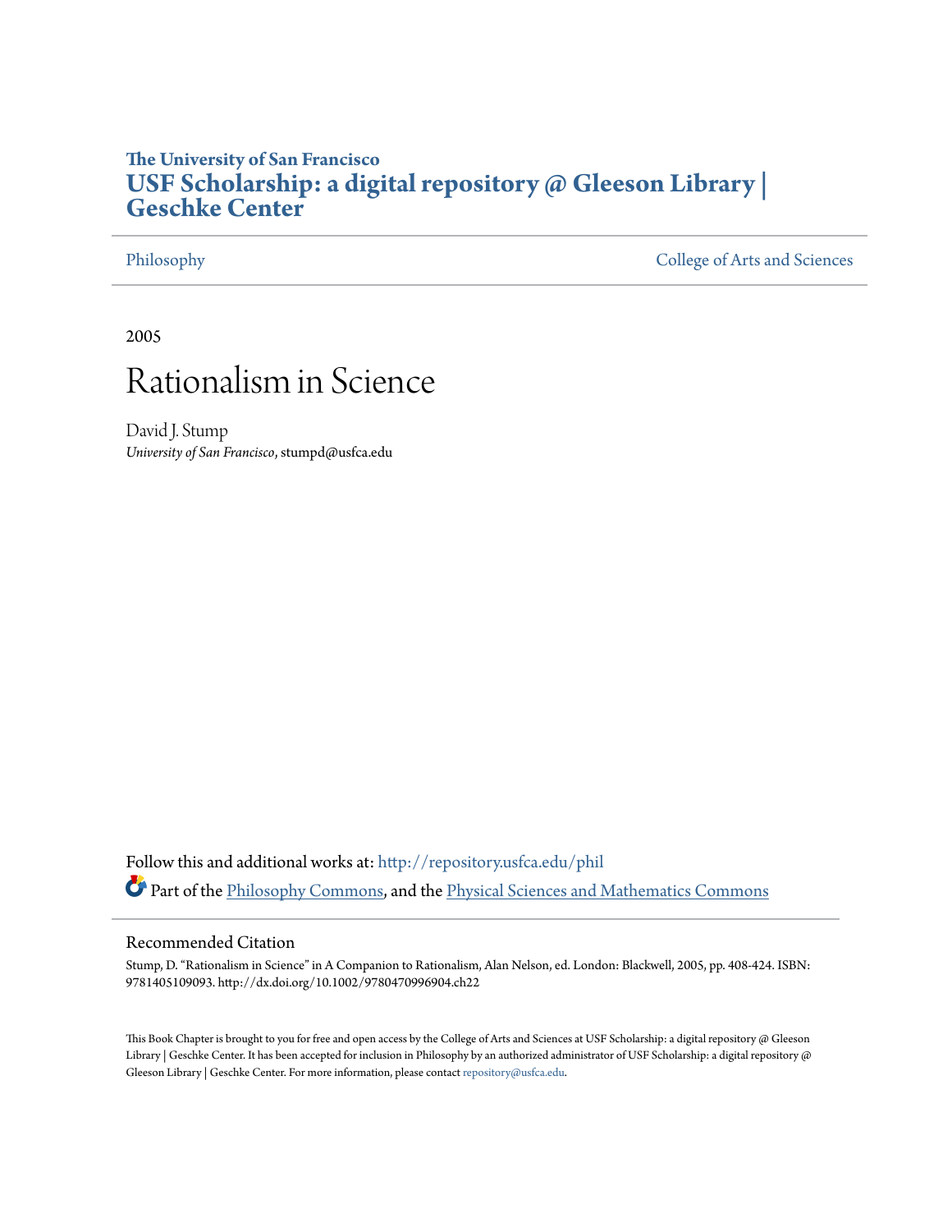The University of San Francisco

**USF Scholarship: a digital repository @ Gleeson Library | Geschke Center**

Philosophy | College of Arts and Sciences

2005

# Rationalism in Science

David J. Stump
*University of San Francisco*, stumpd@usfca.edu

Follow this and additional works at: http://repository.usfca.edu/phil

Part of the Philosophy Commons, and the Physical Sciences and Mathematics Commons

## Recommended Citation

Stump, D. "Rationalism in Science" in A Companion to Rationalism, Alan Nelson, ed. London: Blackwell, 2005, pp. 408-424. ISBN: 9781405109093. http://dx.doi.org/10.1002/9780470996904.ch22

This Book Chapter is brought to you for free and open access by the College of Arts and Sciences at USF Scholarship: a digital repository @ Gleeson Library | Geschke Center. It has been accepted for inclusion in Philosophy by an authorized administrator of USF Scholarship: a digital repository @ Gleeson Library | Geschke Center. For more information, please contact repository@usfca.edu.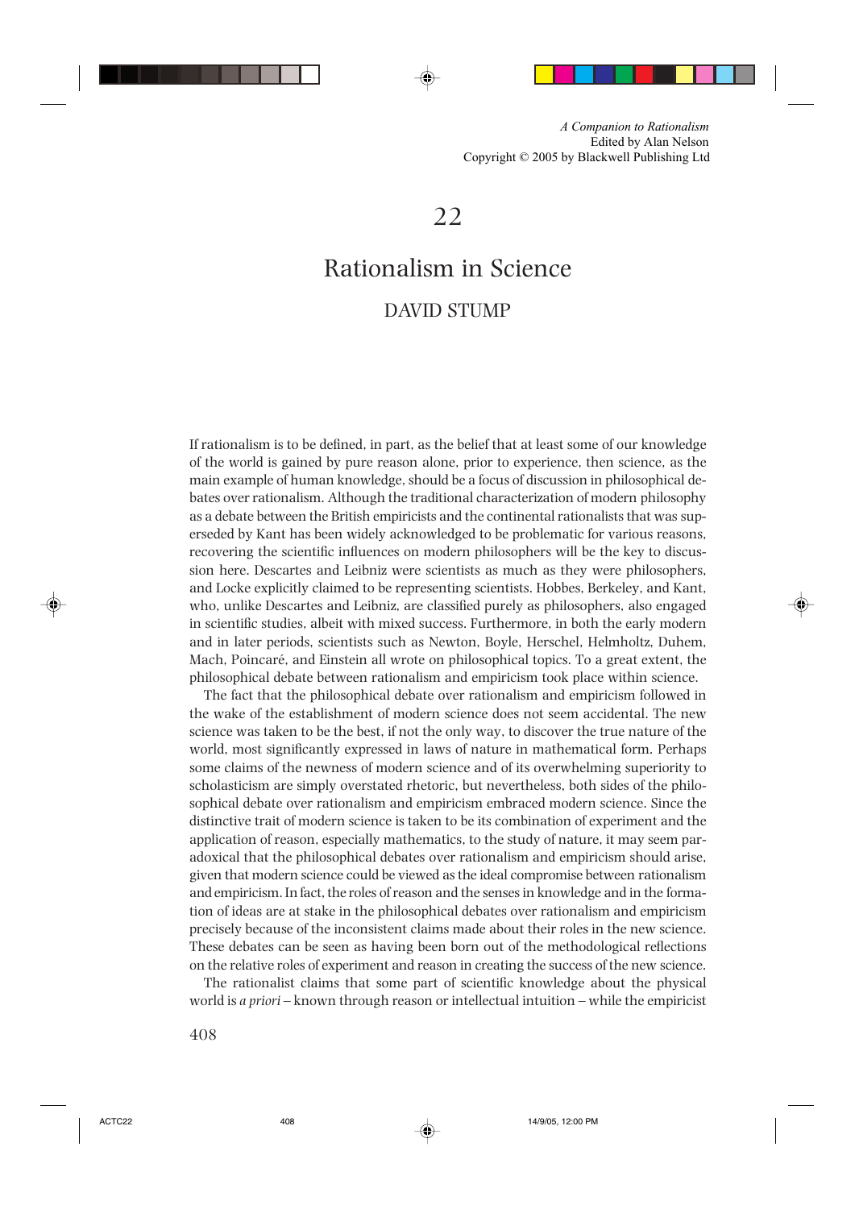*A Companion to Rationalism*
Edited by Alan Nelson
Copyright © 2005 by Blackwell Publishing Ltd

# 22

# Rationalism in Science

## DAVID STUMP

If rationalism is to be defined, in part, as the belief that at least some of our knowledge of the world is gained by pure reason alone, prior to experience, then science, as the main example of human knowledge, should be a focus of discussion in philosophical debates over rationalism. Although the traditional characterization of modern philosophy as a debate between the British empiricists and the continental rationalists that was superseded by Kant has been widely acknowledged to be problematic for various reasons, recovering the scientific influences on modern philosophers will be the key to discussion here. Descartes and Leibniz were scientists as much as they were philosophers, and Locke explicitly claimed to be representing scientists. Hobbes, Berkeley, and Kant, who, unlike Descartes and Leibniz, are classified purely as philosophers, also engaged in scientific studies, albeit with mixed success. Furthermore, in both the early modern and in later periods, scientists such as Newton, Boyle, Herschel, Helmholtz, Duhem, Mach, Poincaré, and Einstein all wrote on philosophical topics. To a great extent, the philosophical debate between rationalism and empiricism took place within science.

The fact that the philosophical debate over rationalism and empiricism followed in the wake of the establishment of modern science does not seem accidental. The new science was taken to be the best, if not the only way, to discover the true nature of the world, most significantly expressed in laws of nature in mathematical form. Perhaps some claims of the newness of modern science and of its overwhelming superiority to scholasticism are simply overstated rhetoric, but nevertheless, both sides of the philosophical debate over rationalism and empiricism embraced modern science. Since the distinctive trait of modern science is taken to be its combination of experiment and the application of reason, especially mathematics, to the study of nature, it may seem paradoxical that the philosophical debates over rationalism and empiricism should arise, given that modern science could be viewed as the ideal compromise between rationalism and empiricism. In fact, the roles of reason and the senses in knowledge and in the formation of ideas are at stake in the philosophical debates over rationalism and empiricism precisely because of the inconsistent claims made about their roles in the new science. These debates can be seen as having been born out of the methodological reflections on the relative roles of experiment and reason in creating the success of the new science.

The rationalist claims that some part of scientific knowledge about the physical world is *a priori* – known through reason or intellectual intuition – while the empiricist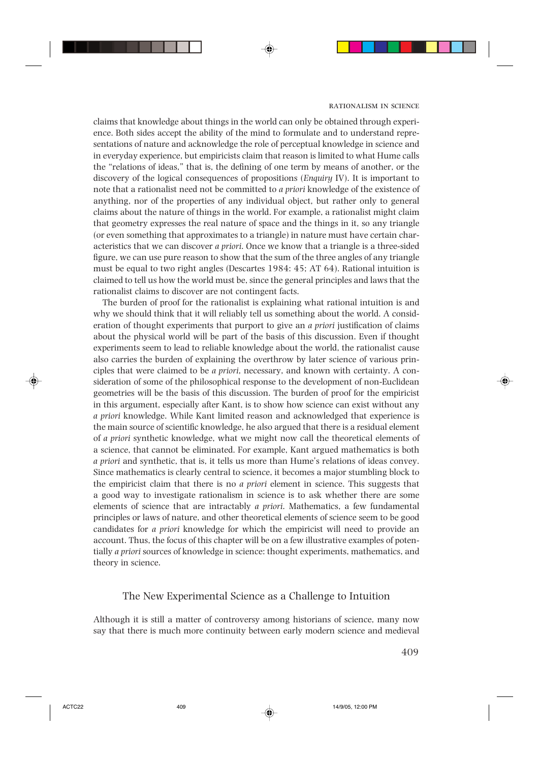claims that knowledge about things in the world can only be obtained through experience. Both sides accept the ability of the mind to formulate and to understand representations of nature and acknowledge the role of perceptual knowledge in science and in everyday experience, but empiricists claim that reason is limited to what Hume calls the "relations of ideas," that is, the defining of one term by means of another, or the discovery of the logical consequences of propositions (*Enquiry* IV). It is important to note that a rationalist need not be committed to *a priori* knowledge of the existence of anything, nor of the properties of any individual object, but rather only to general claims about the nature of things in the world. For example, a rationalist might claim that geometry expresses the real nature of space and the things in it, so any triangle (or even something that approximates to a triangle) in nature must have certain characteristics that we can discover *a priori*. Once we know that a triangle is a three-sided figure, we can use pure reason to show that the sum of the three angles of any triangle must be equal to two right angles (Descartes 1984: 45; AT 64). Rational intuition is claimed to tell us how the world must be, since the general principles and laws that the rationalist claims to discover are not contingent facts.

The burden of proof for the rationalist is explaining what rational intuition is and why we should think that it will reliably tell us something about the world. A consideration of thought experiments that purport to give an *a priori* justification of claims about the physical world will be part of the basis of this discussion. Even if thought experiments seem to lead to reliable knowledge about the world, the rationalist cause also carries the burden of explaining the overthrow by later science of various principles that were claimed to be *a priori*, necessary, and known with certainty. A consideration of some of the philosophical response to the development of non-Euclidean geometries will be the basis of this discussion. The burden of proof for the empiricist in this argument, especially after Kant, is to show how science can exist without any *a priori* knowledge. While Kant limited reason and acknowledged that experience is the main source of scientific knowledge, he also argued that there is a residual element of *a priori* synthetic knowledge, what we might now call the theoretical elements of a science, that cannot be eliminated. For example, Kant argued mathematics is both *a priori* and synthetic, that is, it tells us more than Hume's relations of ideas convey. Since mathematics is clearly central to science, it becomes a major stumbling block to the empiricist claim that there is no *a priori* element in science. This suggests that a good way to investigate rationalism in science is to ask whether there are some elements of science that are intractably *a priori*. Mathematics, a few fundamental principles or laws of nature, and other theoretical elements of science seem to be good candidates for *a priori* knowledge for which the empiricist will need to provide an account. Thus, the focus of this chapter will be on a few illustrative examples of potentially *a priori* sources of knowledge in science: thought experiments, mathematics, and theory in science.

## The New Experimental Science as a Challenge to Intuition

Although it is still a matter of controversy among historians of science, many now say that there is much more continuity between early modern science and medieval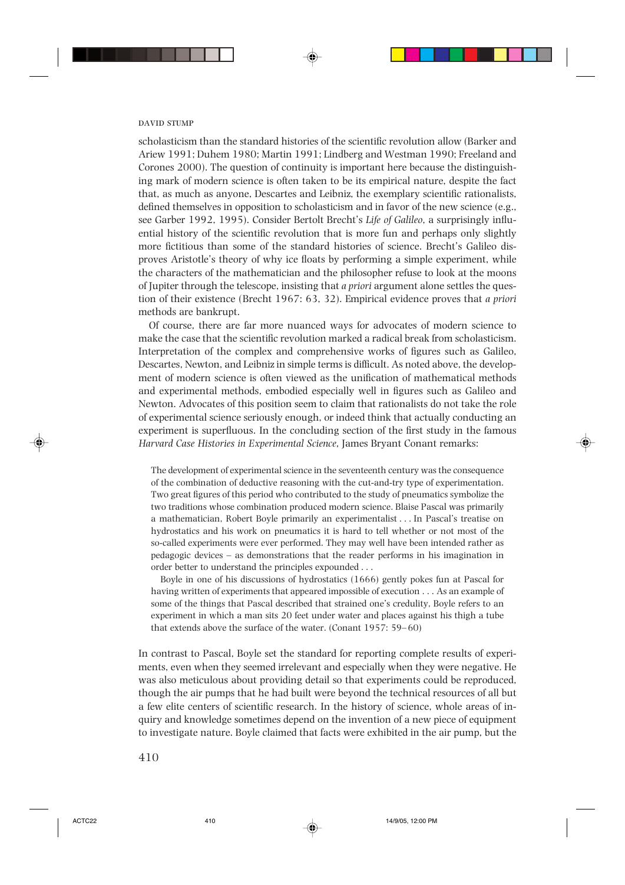scholasticism than the standard histories of the scientific revolution allow (Barker and Ariew 1991; Duhem 1980; Martin 1991; Lindberg and Westman 1990; Freeland and Corones 2000). The question of continuity is important here because the distinguishing mark of modern science is often taken to be its empirical nature, despite the fact that, as much as anyone, Descartes and Leibniz, the exemplary scientific rationalists, defined themselves in opposition to scholasticism and in favor of the new science (e.g., see Garber 1992, 1995). Consider Bertolt Brecht's *Life of Galileo*, a surprisingly influential history of the scientific revolution that is more fun and perhaps only slightly more fictitious than some of the standard histories of science. Brecht's Galileo disproves Aristotle's theory of why ice floats by performing a simple experiment, while the characters of the mathematician and the philosopher refuse to look at the moons of Jupiter through the telescope, insisting that *a priori* argument alone settles the question of their existence (Brecht 1967: 63, 32). Empirical evidence proves that *a priori* methods are bankrupt.

Of course, there are far more nuanced ways for advocates of modern science to make the case that the scientific revolution marked a radical break from scholasticism. Interpretation of the complex and comprehensive works of figures such as Galileo, Descartes, Newton, and Leibniz in simple terms is difficult. As noted above, the development of modern science is often viewed as the unification of mathematical methods and experimental methods, embodied especially well in figures such as Galileo and Newton. Advocates of this position seem to claim that rationalists do not take the role of experimental science seriously enough, or indeed think that actually conducting an experiment is superfluous. In the concluding section of the first study in the famous *Harvard Case Histories in Experimental Science*, James Bryant Conant remarks:

> The development of experimental science in the seventeenth century was the consequence of the combination of deductive reasoning with the cut-and-try type of experimentation. Two great figures of this period who contributed to the study of pneumatics symbolize the two traditions whose combination produced modern science. Blaise Pascal was primarily a mathematician, Robert Boyle primarily an experimentalist . . . In Pascal's treatise on hydrostatics and his work on pneumatics it is hard to tell whether or not most of the so-called experiments were ever performed. They may well have been intended rather as pedagogic devices – as demonstrations that the reader performs in his imagination in order better to understand the principles expounded . . .
>
> Boyle in one of his discussions of hydrostatics (1666) gently pokes fun at Pascal for having written of experiments that appeared impossible of execution . . . As an example of some of the things that Pascal described that strained one's credulity, Boyle refers to an experiment in which a man sits 20 feet under water and places against his thigh a tube that extends above the surface of the water. (Conant 1957: 59–60)

In contrast to Pascal, Boyle set the standard for reporting complete results of experiments, even when they seemed irrelevant and especially when they were negative. He was also meticulous about providing detail so that experiments could be reproduced, though the air pumps that he had built were beyond the technical resources of all but a few elite centers of scientific research. In the history of science, whole areas of inquiry and knowledge sometimes depend on the invention of a new piece of equipment to investigate nature. Boyle claimed that facts were exhibited in the air pump, but the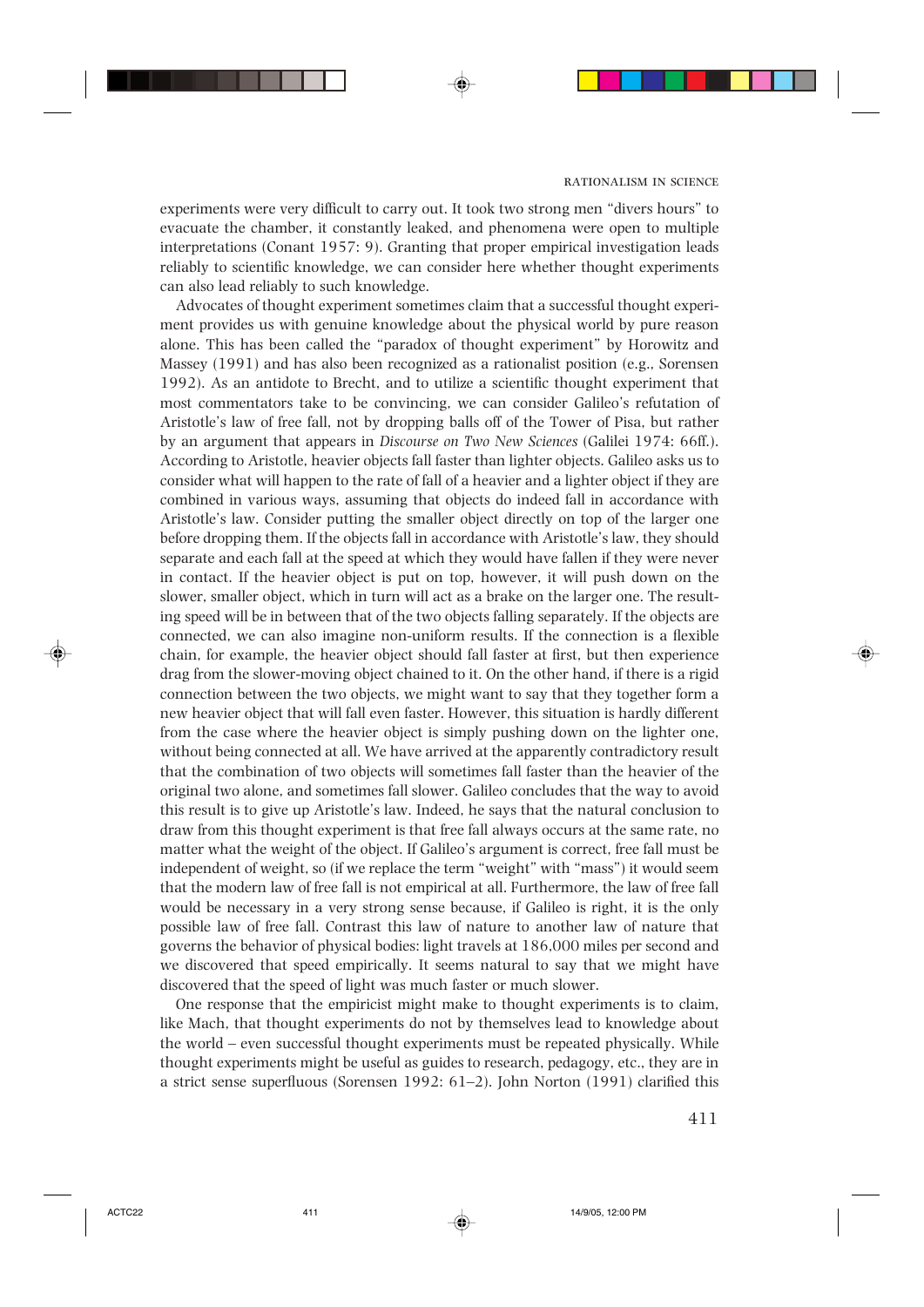experiments were very difficult to carry out. It took two strong men "divers hours" to evacuate the chamber, it constantly leaked, and phenomena were open to multiple interpretations (Conant 1957: 9). Granting that proper empirical investigation leads reliably to scientific knowledge, we can consider here whether thought experiments can also lead reliably to such knowledge.

Advocates of thought experiment sometimes claim that a successful thought experiment provides us with genuine knowledge about the physical world by pure reason alone. This has been called the "paradox of thought experiment" by Horowitz and Massey (1991) and has also been recognized as a rationalist position (e.g., Sorensen 1992). As an antidote to Brecht, and to utilize a scientific thought experiment that most commentators take to be convincing, we can consider Galileo's refutation of Aristotle's law of free fall, not by dropping balls off of the Tower of Pisa, but rather by an argument that appears in *Discourse on Two New Sciences* (Galilei 1974: 66ff.). According to Aristotle, heavier objects fall faster than lighter objects. Galileo asks us to consider what will happen to the rate of fall of a heavier and a lighter object if they are combined in various ways, assuming that objects do indeed fall in accordance with Aristotle's law. Consider putting the smaller object directly on top of the larger one before dropping them. If the objects fall in accordance with Aristotle's law, they should separate and each fall at the speed at which they would have fallen if they were never in contact. If the heavier object is put on top, however, it will push down on the slower, smaller object, which in turn will act as a brake on the larger one. The resulting speed will be in between that of the two objects falling separately. If the objects are connected, we can also imagine non-uniform results. If the connection is a flexible chain, for example, the heavier object should fall faster at first, but then experience drag from the slower-moving object chained to it. On the other hand, if there is a rigid connection between the two objects, we might want to say that they together form a new heavier object that will fall even faster. However, this situation is hardly different from the case where the heavier object is simply pushing down on the lighter one, without being connected at all. We have arrived at the apparently contradictory result that the combination of two objects will sometimes fall faster than the heavier of the original two alone, and sometimes fall slower. Galileo concludes that the way to avoid this result is to give up Aristotle's law. Indeed, he says that the natural conclusion to draw from this thought experiment is that free fall always occurs at the same rate, no matter what the weight of the object. If Galileo's argument is correct, free fall must be independent of weight, so (if we replace the term "weight" with "mass") it would seem that the modern law of free fall is not empirical at all. Furthermore, the law of free fall would be necessary in a very strong sense because, if Galileo is right, it is the only possible law of free fall. Contrast this law of nature to another law of nature that governs the behavior of physical bodies: light travels at 186,000 miles per second and we discovered that speed empirically. It seems natural to say that we might have discovered that the speed of light was much faster or much slower.

One response that the empiricist might make to thought experiments is to claim, like Mach, that thought experiments do not by themselves lead to knowledge about the world – even successful thought experiments must be repeated physically. While thought experiments might be useful as guides to research, pedagogy, etc., they are in a strict sense superfluous (Sorensen 1992: 61–2). John Norton (1991) clarified this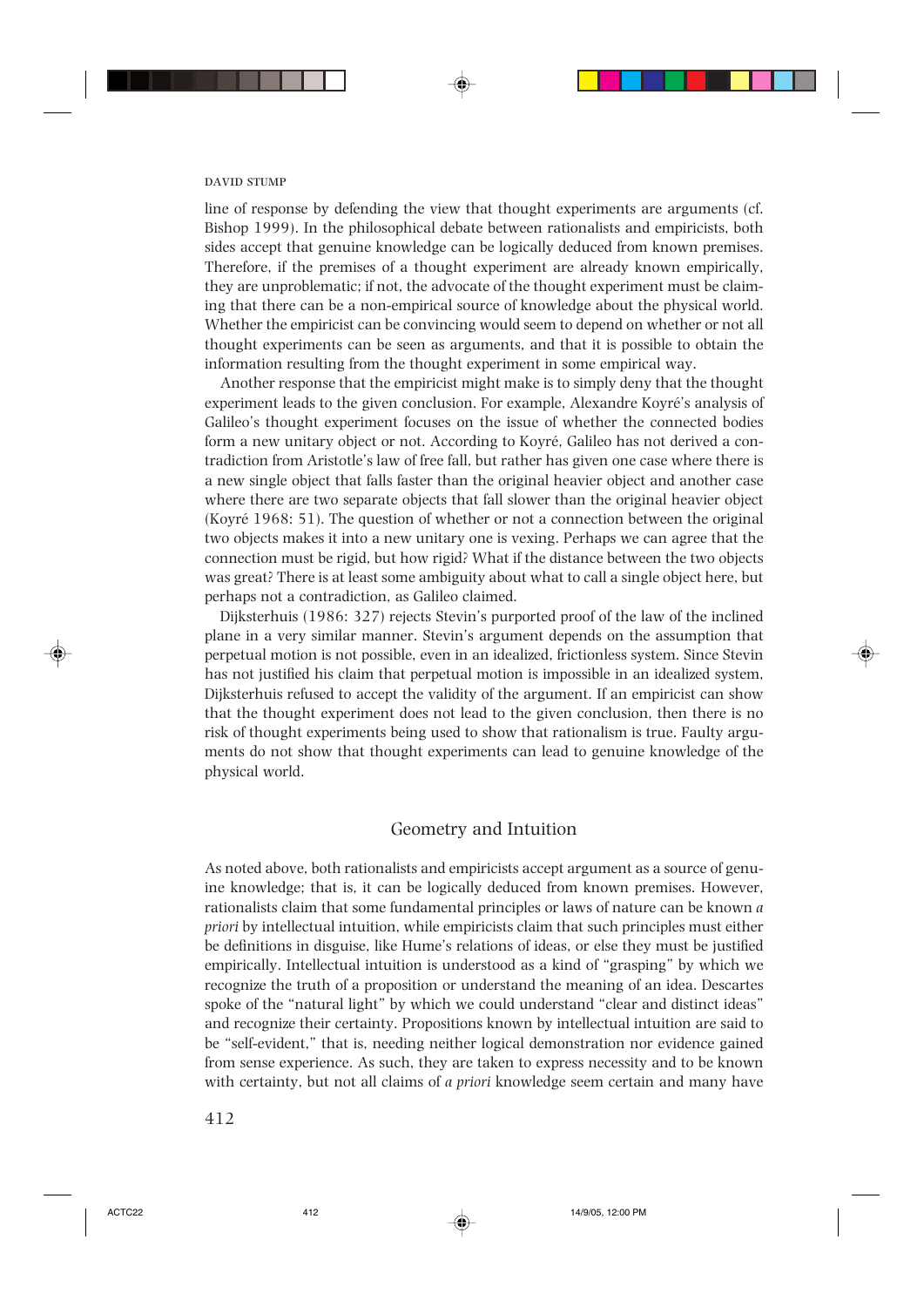line of response by defending the view that thought experiments are arguments (cf. Bishop 1999). In the philosophical debate between rationalists and empiricists, both sides accept that genuine knowledge can be logically deduced from known premises. Therefore, if the premises of a thought experiment are already known empirically, they are unproblematic; if not, the advocate of the thought experiment must be claiming that there can be a non-empirical source of knowledge about the physical world. Whether the empiricist can be convincing would seem to depend on whether or not all thought experiments can be seen as arguments, and that it is possible to obtain the information resulting from the thought experiment in some empirical way.

Another response that the empiricist might make is to simply deny that the thought experiment leads to the given conclusion. For example, Alexandre Koyré's analysis of Galileo's thought experiment focuses on the issue of whether the connected bodies form a new unitary object or not. According to Koyré, Galileo has not derived a contradiction from Aristotle's law of free fall, but rather has given one case where there is a new single object that falls faster than the original heavier object and another case where there are two separate objects that fall slower than the original heavier object (Koyré 1968: 51). The question of whether or not a connection between the original two objects makes it into a new unitary one is vexing. Perhaps we can agree that the connection must be rigid, but how rigid? What if the distance between the two objects was great? There is at least some ambiguity about what to call a single object here, but perhaps not a contradiction, as Galileo claimed.

Dijksterhuis (1986: 327) rejects Stevin's purported proof of the law of the inclined plane in a very similar manner. Stevin's argument depends on the assumption that perpetual motion is not possible, even in an idealized, frictionless system. Since Stevin has not justified his claim that perpetual motion is impossible in an idealized system, Dijksterhuis refused to accept the validity of the argument. If an empiricist can show that the thought experiment does not lead to the given conclusion, then there is no risk of thought experiments being used to show that rationalism is true. Faulty arguments do not show that thought experiments can lead to genuine knowledge of the physical world.

## Geometry and Intuition

As noted above, both rationalists and empiricists accept argument as a source of genuine knowledge; that is, it can be logically deduced from known premises. However, rationalists claim that some fundamental principles or laws of nature can be known *a priori* by intellectual intuition, while empiricists claim that such principles must either be definitions in disguise, like Hume's relations of ideas, or else they must be justified empirically. Intellectual intuition is understood as a kind of "grasping" by which we recognize the truth of a proposition or understand the meaning of an idea. Descartes spoke of the "natural light" by which we could understand "clear and distinct ideas" and recognize their certainty. Propositions known by intellectual intuition are said to be "self-evident," that is, needing neither logical demonstration nor evidence gained from sense experience. As such, they are taken to express necessity and to be known with certainty, but not all claims of *a priori* knowledge seem certain and many have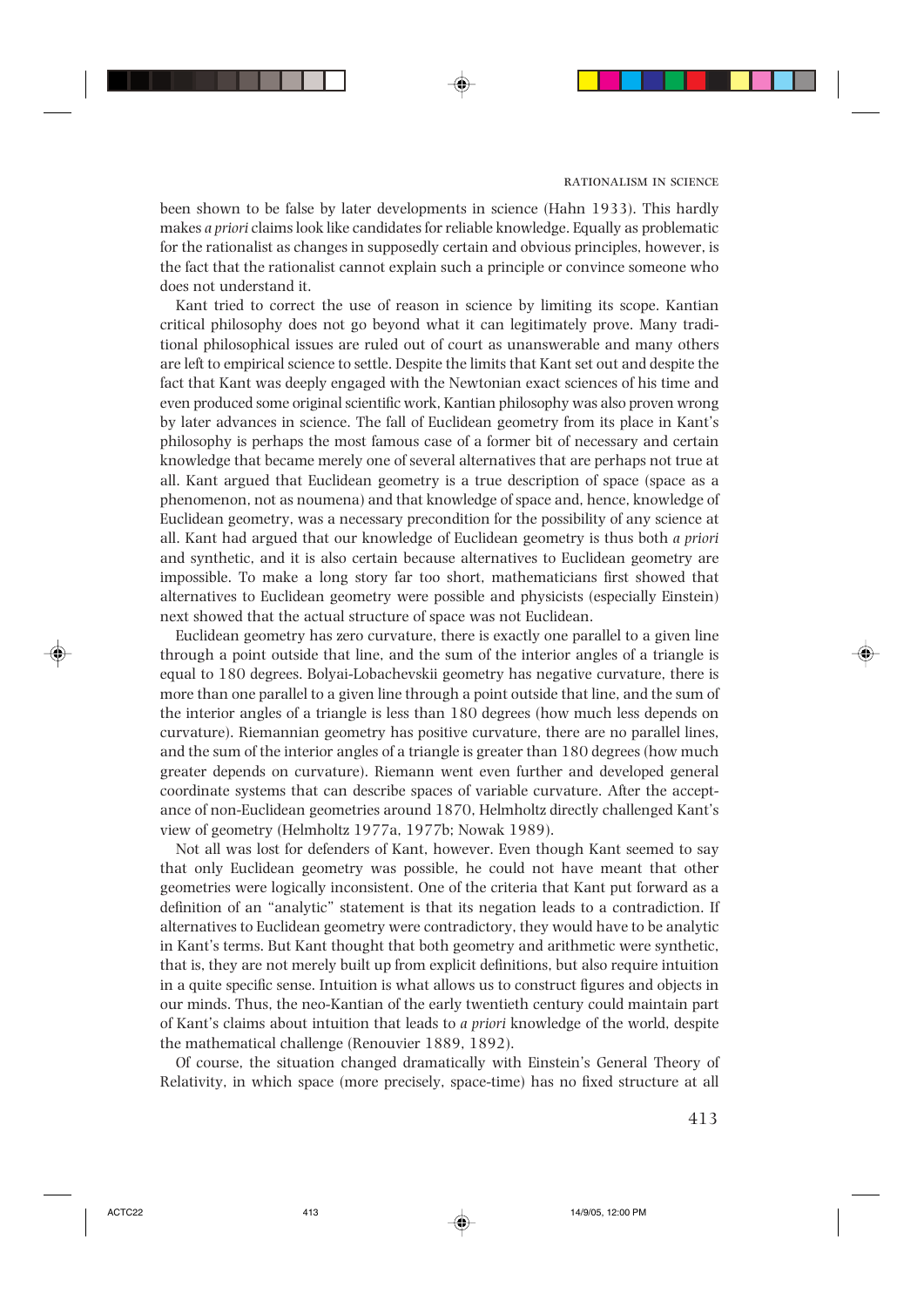been shown to be false by later developments in science (Hahn 1933). This hardly makes *a priori* claims look like candidates for reliable knowledge. Equally as problematic for the rationalist as changes in supposedly certain and obvious principles, however, is the fact that the rationalist cannot explain such a principle or convince someone who does not understand it.

Kant tried to correct the use of reason in science by limiting its scope. Kantian critical philosophy does not go beyond what it can legitimately prove. Many traditional philosophical issues are ruled out of court as unanswerable and many others are left to empirical science to settle. Despite the limits that Kant set out and despite the fact that Kant was deeply engaged with the Newtonian exact sciences of his time and even produced some original scientific work, Kantian philosophy was also proven wrong by later advances in science. The fall of Euclidean geometry from its place in Kant's philosophy is perhaps the most famous case of a former bit of necessary and certain knowledge that became merely one of several alternatives that are perhaps not true at all. Kant argued that Euclidean geometry is a true description of space (space as a phenomenon, not as noumena) and that knowledge of space and, hence, knowledge of Euclidean geometry, was a necessary precondition for the possibility of any science at all. Kant had argued that our knowledge of Euclidean geometry is thus both *a priori* and synthetic, and it is also certain because alternatives to Euclidean geometry are impossible. To make a long story far too short, mathematicians first showed that alternatives to Euclidean geometry were possible and physicists (especially Einstein) next showed that the actual structure of space was not Euclidean.

Euclidean geometry has zero curvature, there is exactly one parallel to a given line through a point outside that line, and the sum of the interior angles of a triangle is equal to 180 degrees. Bolyai-Lobachevskii geometry has negative curvature, there is more than one parallel to a given line through a point outside that line, and the sum of the interior angles of a triangle is less than 180 degrees (how much less depends on curvature). Riemannian geometry has positive curvature, there are no parallel lines, and the sum of the interior angles of a triangle is greater than 180 degrees (how much greater depends on curvature). Riemann went even further and developed general coordinate systems that can describe spaces of variable curvature. After the acceptance of non-Euclidean geometries around 1870, Helmholtz directly challenged Kant's view of geometry (Helmholtz 1977a, 1977b; Nowak 1989).

Not all was lost for defenders of Kant, however. Even though Kant seemed to say that only Euclidean geometry was possible, he could not have meant that other geometries were logically inconsistent. One of the criteria that Kant put forward as a definition of an "analytic" statement is that its negation leads to a contradiction. If alternatives to Euclidean geometry were contradictory, they would have to be analytic in Kant's terms. But Kant thought that both geometry and arithmetic were synthetic, that is, they are not merely built up from explicit definitions, but also require intuition in a quite specific sense. Intuition is what allows us to construct figures and objects in our minds. Thus, the neo-Kantian of the early twentieth century could maintain part of Kant's claims about intuition that leads to *a priori* knowledge of the world, despite the mathematical challenge (Renouvier 1889, 1892).

Of course, the situation changed dramatically with Einstein's General Theory of Relativity, in which space (more precisely, space-time) has no fixed structure at all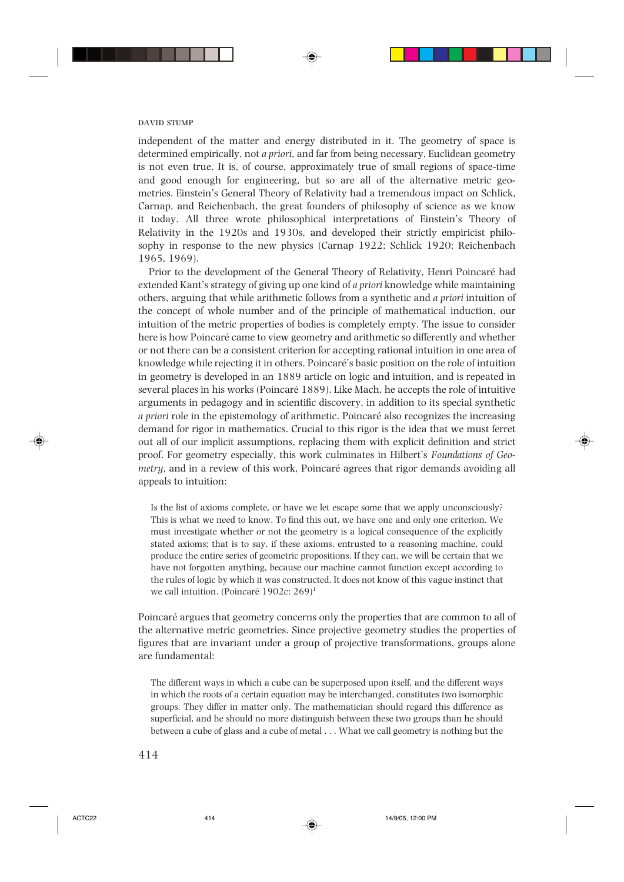independent of the matter and energy distributed in it. The geometry of space is determined empirically, not *a priori*, and far from being necessary, Euclidean geometry is not even true. It is, of course, approximately true of small regions of space-time and good enough for engineering, but so are all of the alternative metric geometries. Einstein's General Theory of Relativity had a tremendous impact on Schlick, Carnap, and Reichenbach, the great founders of philosophy of science as we know it today. All three wrote philosophical interpretations of Einstein's Theory of Relativity in the 1920s and 1930s, and developed their strictly empiricist philosophy in response to the new physics (Carnap 1922; Schlick 1920; Reichenbach 1965, 1969).

Prior to the development of the General Theory of Relativity, Henri Poincaré had extended Kant's strategy of giving up one kind of *a priori* knowledge while maintaining others, arguing that while arithmetic follows from a synthetic and *a priori* intuition of the concept of whole number and of the principle of mathematical induction, our intuition of the metric properties of bodies is completely empty. The issue to consider here is how Poincaré came to view geometry and arithmetic so differently and whether or not there can be a consistent criterion for accepting rational intuition in one area of knowledge while rejecting it in others. Poincaré's basic position on the role of intuition in geometry is developed in an 1889 article on logic and intuition, and is repeated in several places in his works (Poincaré 1889). Like Mach, he accepts the role of intuitive arguments in pedagogy and in scientific discovery, in addition to its special synthetic *a priori* role in the epistemology of arithmetic. Poincaré also recognizes the increasing demand for rigor in mathematics. Crucial to this rigor is the idea that we must ferret out all of our implicit assumptions, replacing them with explicit definition and strict proof. For geometry especially, this work culminates in Hilbert's *Foundations of Geometry*, and in a review of this work, Poincaré agrees that rigor demands avoiding all appeals to intuition:

> Is the list of axioms complete, or have we let escape some that we apply unconsciously? This is what we need to know. To find this out, we have one and only one criterion. We must investigate whether or not the geometry is a logical consequence of the explicitly stated axioms; that is to say, if these axioms, entrusted to a reasoning machine, could produce the entire series of geometric propositions. If they can, we will be certain that we have not forgotten anything, because our machine cannot function except according to the rules of logic by which it was constructed. It does not know of this vague instinct that we call intuition. (Poincaré 1902c: 269)[1]

Poincaré argues that geometry concerns only the properties that are common to all of the alternative metric geometries. Since projective geometry studies the properties of figures that are invariant under a group of projective transformations, groups alone are fundamental:

> The different ways in which a cube can be superposed upon itself, and the different ways in which the roots of a certain equation may be interchanged, constitutes two isomorphic groups. They differ in matter only. The mathematician should regard this difference as superficial, and he should no more distinguish between these two groups than he should between a cube of glass and a cube of metal . . . What we call geometry is nothing but the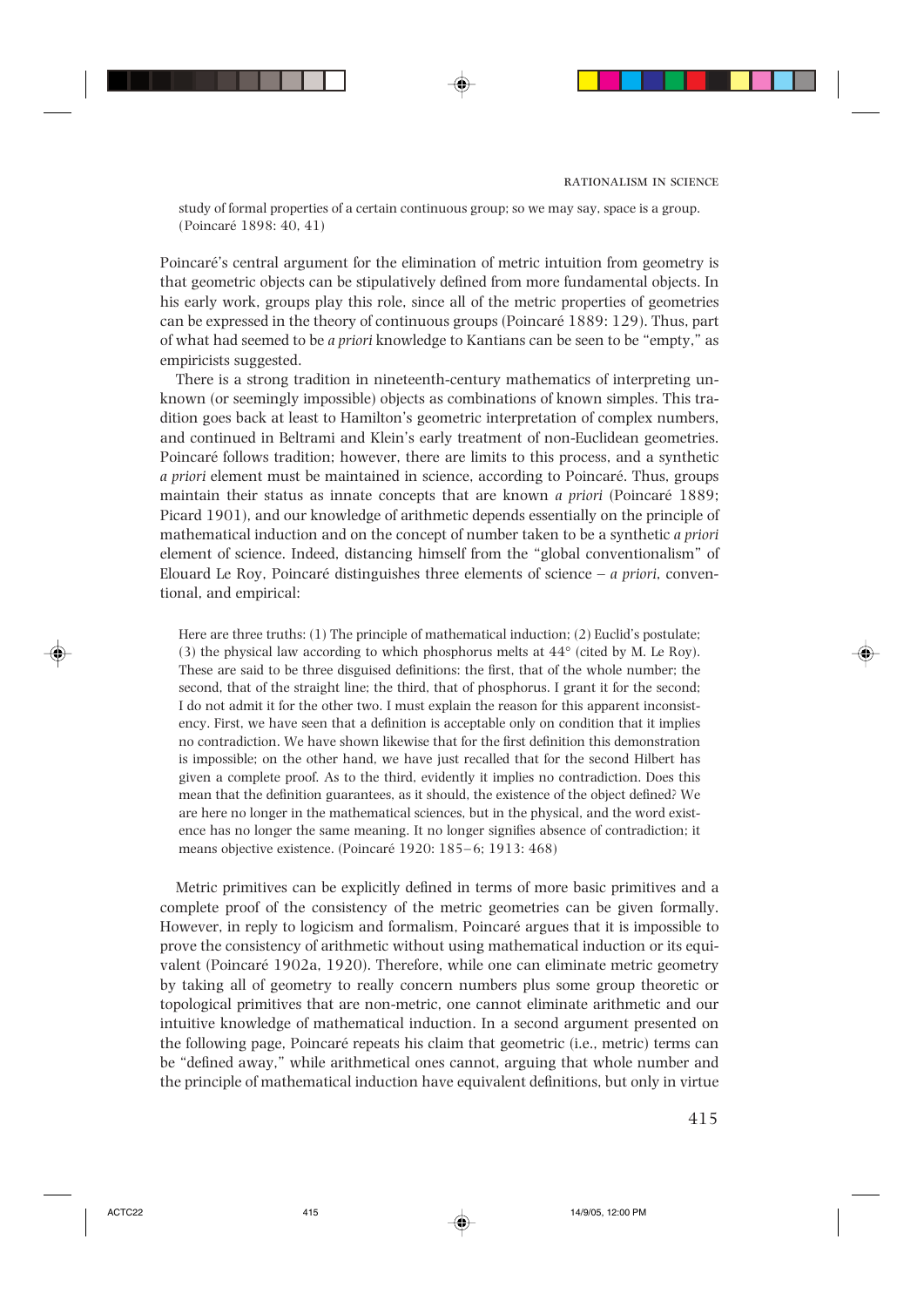> study of formal properties of a certain continuous group; so we may say, space is a group. (Poincaré 1898: 40, 41)

Poincaré's central argument for the elimination of metric intuition from geometry is that geometric objects can be stipulatively defined from more fundamental objects. In his early work, groups play this role, since all of the metric properties of geometries can be expressed in the theory of continuous groups (Poincaré 1889: 129). Thus, part of what had seemed to be *a priori* knowledge to Kantians can be seen to be "empty," as empiricists suggested.

There is a strong tradition in nineteenth-century mathematics of interpreting unknown (or seemingly impossible) objects as combinations of known simples. This tradition goes back at least to Hamilton's geometric interpretation of complex numbers, and continued in Beltrami and Klein's early treatment of non-Euclidean geometries. Poincaré follows tradition; however, there are limits to this process, and a synthetic *a priori* element must be maintained in science, according to Poincaré. Thus, groups maintain their status as innate concepts that are known *a priori* (Poincaré 1889; Picard 1901), and our knowledge of arithmetic depends essentially on the principle of mathematical induction and on the concept of number taken to be a synthetic *a priori* element of science. Indeed, distancing himself from the "global conventionalism" of Elouard Le Roy, Poincaré distinguishes three elements of science – *a priori*, conventional, and empirical:

> Here are three truths: (1) The principle of mathematical induction; (2) Euclid's postulate; (3) the physical law according to which phosphorus melts at 44° (cited by M. Le Roy). These are said to be three disguised definitions: the first, that of the whole number; the second, that of the straight line; the third, that of phosphorus. I grant it for the second; I do not admit it for the other two. I must explain the reason for this apparent inconsistency. First, we have seen that a definition is acceptable only on condition that it implies no contradiction. We have shown likewise that for the first definition this demonstration is impossible; on the other hand, we have just recalled that for the second Hilbert has given a complete proof. As to the third, evidently it implies no contradiction. Does this mean that the definition guarantees, as it should, the existence of the object defined? We are here no longer in the mathematical sciences, but in the physical, and the word existence has no longer the same meaning. It no longer signifies absence of contradiction; it means objective existence. (Poincaré 1920: 185–6; 1913: 468)

Metric primitives can be explicitly defined in terms of more basic primitives and a complete proof of the consistency of the metric geometries can be given formally. However, in reply to logicism and formalism, Poincaré argues that it is impossible to prove the consistency of arithmetic without using mathematical induction or its equivalent (Poincaré 1902a, 1920). Therefore, while one can eliminate metric geometry by taking all of geometry to really concern numbers plus some group theoretic or topological primitives that are non-metric, one cannot eliminate arithmetic and our intuitive knowledge of mathematical induction. In a second argument presented on the following page, Poincaré repeats his claim that geometric (i.e., metric) terms can be "defined away," while arithmetical ones cannot, arguing that whole number and the principle of mathematical induction have equivalent definitions, but only in virtue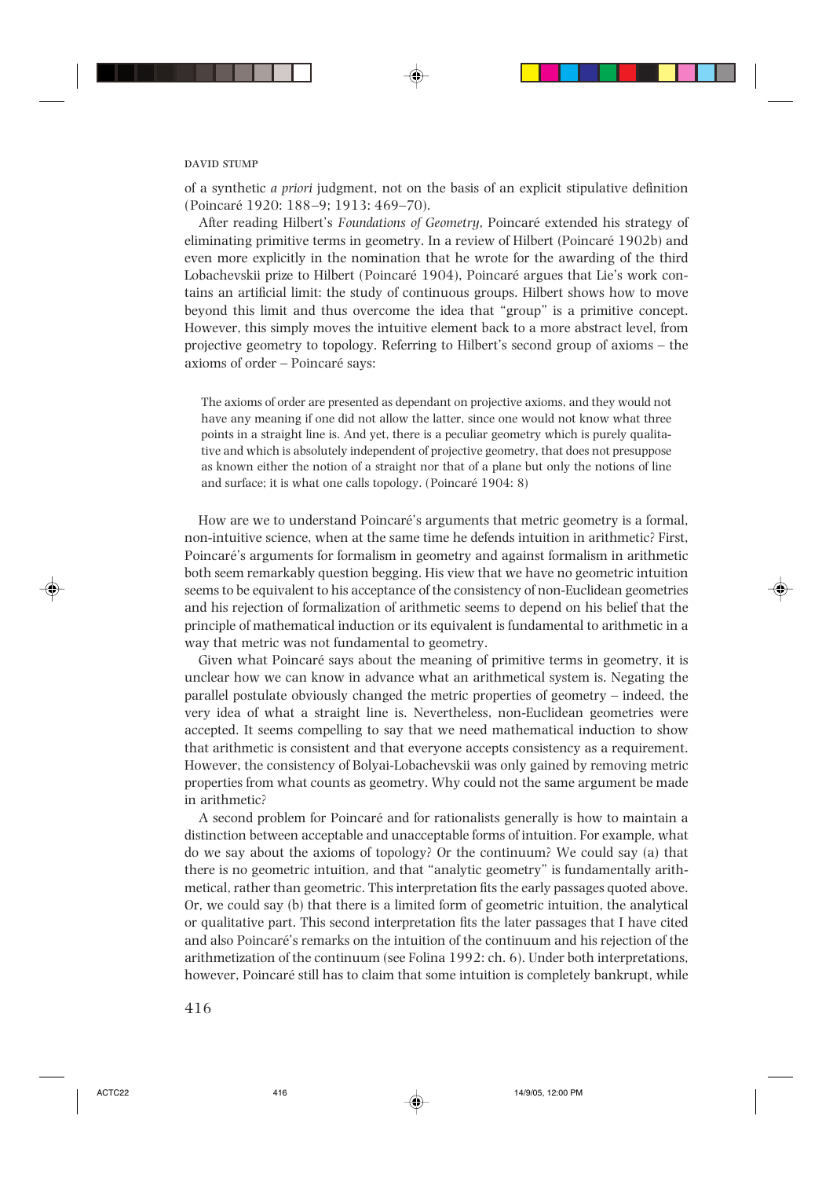of a synthetic *a priori* judgment, not on the basis of an explicit stipulative definition (Poincaré 1920: 188–9; 1913: 469–70).

After reading Hilbert's *Foundations of Geometry*, Poincaré extended his strategy of eliminating primitive terms in geometry. In a review of Hilbert (Poincaré 1902b) and even more explicitly in the nomination that he wrote for the awarding of the third Lobachevskii prize to Hilbert (Poincaré 1904), Poincaré argues that Lie's work contains an artificial limit: the study of continuous groups. Hilbert shows how to move beyond this limit and thus overcome the idea that "group" is a primitive concept. However, this simply moves the intuitive element back to a more abstract level, from projective geometry to topology. Referring to Hilbert's second group of axioms – the axioms of order – Poincaré says:

> The axioms of order are presented as dependant on projective axioms, and they would not have any meaning if one did not allow the latter, since one would not know what three points in a straight line is. And yet, there is a peculiar geometry which is purely qualitative and which is absolutely independent of projective geometry, that does not presuppose as known either the notion of a straight nor that of a plane but only the notions of line and surface; it is what one calls topology. (Poincaré 1904: 8)

How are we to understand Poincaré's arguments that metric geometry is a formal, non-intuitive science, when at the same time he defends intuition in arithmetic? First, Poincaré's arguments for formalism in geometry and against formalism in arithmetic both seem remarkably question begging. His view that we have no geometric intuition seems to be equivalent to his acceptance of the consistency of non-Euclidean geometries and his rejection of formalization of arithmetic seems to depend on his belief that the principle of mathematical induction or its equivalent is fundamental to arithmetic in a way that metric was not fundamental to geometry.

Given what Poincaré says about the meaning of primitive terms in geometry, it is unclear how we can know in advance what an arithmetical system is. Negating the parallel postulate obviously changed the metric properties of geometry – indeed, the very idea of what a straight line is. Nevertheless, non-Euclidean geometries were accepted. It seems compelling to say that we need mathematical induction to show that arithmetic is consistent and that everyone accepts consistency as a requirement. However, the consistency of Bolyai-Lobachevskii was only gained by removing metric properties from what counts as geometry. Why could not the same argument be made in arithmetic?

A second problem for Poincaré and for rationalists generally is how to maintain a distinction between acceptable and unacceptable forms of intuition. For example, what do we say about the axioms of topology? Or the continuum? We could say (a) that there is no geometric intuition, and that "analytic geometry" is fundamentally arithmetical, rather than geometric. This interpretation fits the early passages quoted above. Or, we could say (b) that there is a limited form of geometric intuition, the analytical or qualitative part. This second interpretation fits the later passages that I have cited and also Poincaré's remarks on the intuition of the continuum and his rejection of the arithmetization of the continuum (see Folina 1992: ch. 6). Under both interpretations, however, Poincaré still has to claim that some intuition is completely bankrupt, while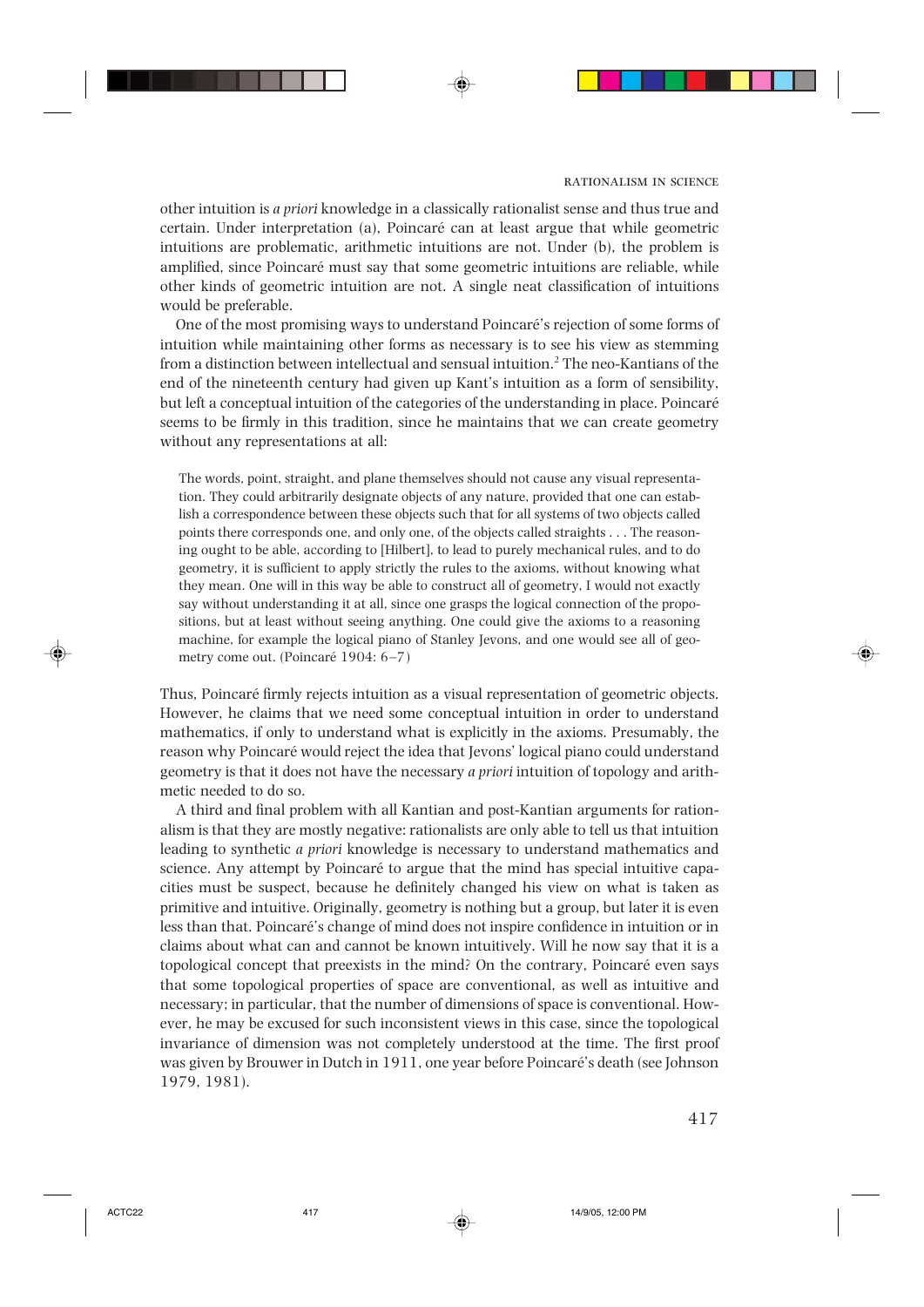other intuition is *a priori* knowledge in a classically rationalist sense and thus true and certain. Under interpretation (a), Poincaré can at least argue that while geometric intuitions are problematic, arithmetic intuitions are not. Under (b), the problem is amplified, since Poincaré must say that some geometric intuitions are reliable, while other kinds of geometric intuition are not. A single neat classification of intuitions would be preferable.

One of the most promising ways to understand Poincaré's rejection of some forms of intuition while maintaining other forms as necessary is to see his view as stemming from a distinction between intellectual and sensual intuition.[2] The neo-Kantians of the end of the nineteenth century had given up Kant's intuition as a form of sensibility, but left a conceptual intuition of the categories of the understanding in place. Poincaré seems to be firmly in this tradition, since he maintains that we can create geometry without any representations at all:

> The words, point, straight, and plane themselves should not cause any visual representation. They could arbitrarily designate objects of any nature, provided that one can establish a correspondence between these objects such that for all systems of two objects called points there corresponds one, and only one, of the objects called straights . . . The reasoning ought to be able, according to [Hilbert], to lead to purely mechanical rules, and to do geometry, it is sufficient to apply strictly the rules to the axioms, without knowing what they mean. One will in this way be able to construct all of geometry, I would not exactly say without understanding it at all, since one grasps the logical connection of the propositions, but at least without seeing anything. One could give the axioms to a reasoning machine, for example the logical piano of Stanley Jevons, and one would see all of geometry come out. (Poincaré 1904: 6–7)

Thus, Poincaré firmly rejects intuition as a visual representation of geometric objects. However, he claims that we need some conceptual intuition in order to understand mathematics, if only to understand what is explicitly in the axioms. Presumably, the reason why Poincaré would reject the idea that Jevons' logical piano could understand geometry is that it does not have the necessary *a priori* intuition of topology and arithmetic needed to do so.

A third and final problem with all Kantian and post-Kantian arguments for rationalism is that they are mostly negative: rationalists are only able to tell us that intuition leading to synthetic *a priori* knowledge is necessary to understand mathematics and science. Any attempt by Poincaré to argue that the mind has special intuitive capacities must be suspect, because he definitely changed his view on what is taken as primitive and intuitive. Originally, geometry is nothing but a group, but later it is even less than that. Poincaré's change of mind does not inspire confidence in intuition or in claims about what can and cannot be known intuitively. Will he now say that it is a topological concept that preexists in the mind? On the contrary, Poincaré even says that some topological properties of space are conventional, as well as intuitive and necessary; in particular, that the number of dimensions of space is conventional. However, he may be excused for such inconsistent views in this case, since the topological invariance of dimension was not completely understood at the time. The first proof was given by Brouwer in Dutch in 1911, one year before Poincaré's death (see Johnson 1979, 1981).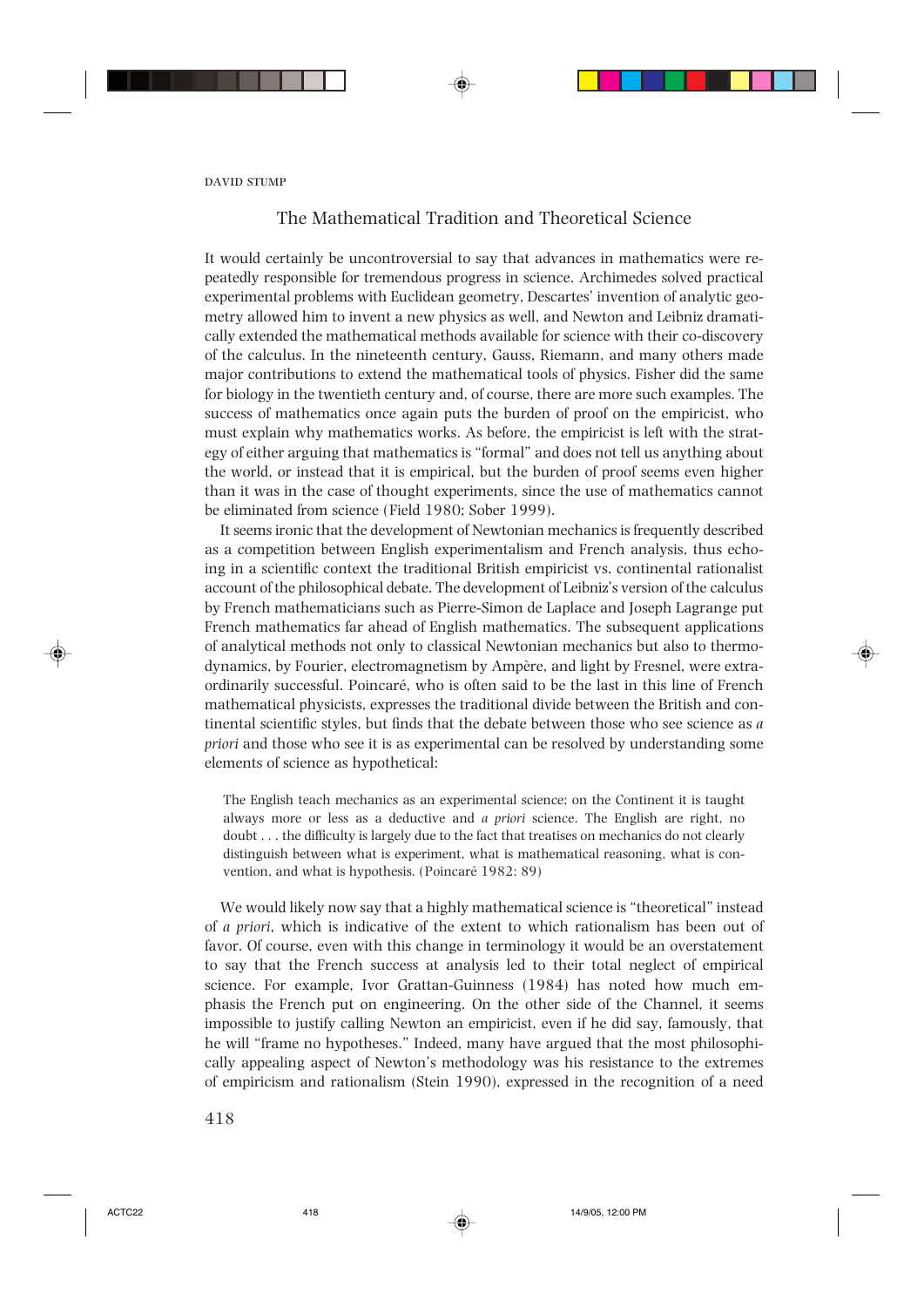## The Mathematical Tradition and Theoretical Science

It would certainly be uncontroversial to say that advances in mathematics were repeatedly responsible for tremendous progress in science. Archimedes solved practical experimental problems with Euclidean geometry, Descartes' invention of analytic geometry allowed him to invent a new physics as well, and Newton and Leibniz dramatically extended the mathematical methods available for science with their co-discovery of the calculus. In the nineteenth century, Gauss, Riemann, and many others made major contributions to extend the mathematical tools of physics. Fisher did the same for biology in the twentieth century and, of course, there are more such examples. The success of mathematics once again puts the burden of proof on the empiricist, who must explain why mathematics works. As before, the empiricist is left with the strategy of either arguing that mathematics is "formal" and does not tell us anything about the world, or instead that it is empirical, but the burden of proof seems even higher than it was in the case of thought experiments, since the use of mathematics cannot be eliminated from science (Field 1980; Sober 1999).

It seems ironic that the development of Newtonian mechanics is frequently described as a competition between English experimentalism and French analysis, thus echoing in a scientific context the traditional British empiricist vs. continental rationalist account of the philosophical debate. The development of Leibniz's version of the calculus by French mathematicians such as Pierre-Simon de Laplace and Joseph Lagrange put French mathematics far ahead of English mathematics. The subsequent applications of analytical methods not only to classical Newtonian mechanics but also to thermodynamics, by Fourier, electromagnetism by Ampère, and light by Fresnel, were extraordinarily successful. Poincaré, who is often said to be the last in this line of French mathematical physicists, expresses the traditional divide between the British and continental scientific styles, but finds that the debate between those who see science as *a priori* and those who see it is as experimental can be resolved by understanding some elements of science as hypothetical:

> The English teach mechanics as an experimental science; on the Continent it is taught always more or less as a deductive and *a priori* science. The English are right, no doubt . . . the difficulty is largely due to the fact that treatises on mechanics do not clearly distinguish between what is experiment, what is mathematical reasoning, what is convention, and what is hypothesis. (Poincaré 1982: 89)

We would likely now say that a highly mathematical science is "theoretical" instead of *a priori*, which is indicative of the extent to which rationalism has been out of favor. Of course, even with this change in terminology it would be an overstatement to say that the French success at analysis led to their total neglect of empirical science. For example, Ivor Grattan-Guinness (1984) has noted how much emphasis the French put on engineering. On the other side of the Channel, it seems impossible to justify calling Newton an empiricist, even if he did say, famously, that he will "frame no hypotheses." Indeed, many have argued that the most philosophically appealing aspect of Newton's methodology was his resistance to the extremes of empiricism and rationalism (Stein 1990), expressed in the recognition of a need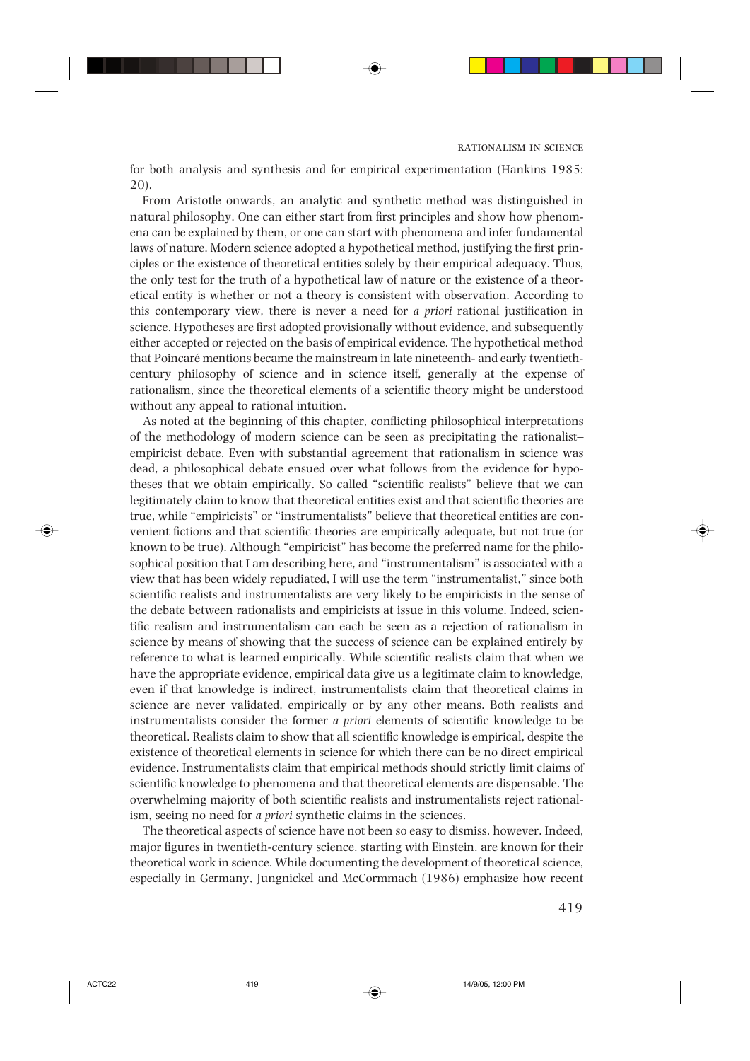for both analysis and synthesis and for empirical experimentation (Hankins 1985: 20).

From Aristotle onwards, an analytic and synthetic method was distinguished in natural philosophy. One can either start from first principles and show how phenomena can be explained by them, or one can start with phenomena and infer fundamental laws of nature. Modern science adopted a hypothetical method, justifying the first principles or the existence of theoretical entities solely by their empirical adequacy. Thus, the only test for the truth of a hypothetical law of nature or the existence of a theoretical entity is whether or not a theory is consistent with observation. According to this contemporary view, there is never a need for *a priori* rational justification in science. Hypotheses are first adopted provisionally without evidence, and subsequently either accepted or rejected on the basis of empirical evidence. The hypothetical method that Poincaré mentions became the mainstream in late nineteenth- and early twentieth-century philosophy of science and in science itself, generally at the expense of rationalism, since the theoretical elements of a scientific theory might be understood without any appeal to rational intuition.

As noted at the beginning of this chapter, conflicting philosophical interpretations of the methodology of modern science can be seen as precipitating the rationalist–empiricist debate. Even with substantial agreement that rationalism in science was dead, a philosophical debate ensued over what follows from the evidence for hypotheses that we obtain empirically. So called "scientific realists" believe that we can legitimately claim to know that theoretical entities exist and that scientific theories are true, while "empiricists" or "instrumentalists" believe that theoretical entities are convenient fictions and that scientific theories are empirically adequate, but not true (or known to be true). Although "empiricist" has become the preferred name for the philosophical position that I am describing here, and "instrumentalism" is associated with a view that has been widely repudiated, I will use the term "instrumentalist," since both scientific realists and instrumentalists are very likely to be empiricists in the sense of the debate between rationalists and empiricists at issue in this volume. Indeed, scientific realism and instrumentalism can each be seen as a rejection of rationalism in science by means of showing that the success of science can be explained entirely by reference to what is learned empirically. While scientific realists claim that when we have the appropriate evidence, empirical data give us a legitimate claim to knowledge, even if that knowledge is indirect, instrumentalists claim that theoretical claims in science are never validated, empirically or by any other means. Both realists and instrumentalists consider the former *a priori* elements of scientific knowledge to be theoretical. Realists claim to show that all scientific knowledge is empirical, despite the existence of theoretical elements in science for which there can be no direct empirical evidence. Instrumentalists claim that empirical methods should strictly limit claims of scientific knowledge to phenomena and that theoretical elements are dispensable. The overwhelming majority of both scientific realists and instrumentalists reject rationalism, seeing no need for *a priori* synthetic claims in the sciences.

The theoretical aspects of science have not been so easy to dismiss, however. Indeed, major figures in twentieth-century science, starting with Einstein, are known for their theoretical work in science. While documenting the development of theoretical science, especially in Germany, Jungnickel and McCormmach (1986) emphasize how recent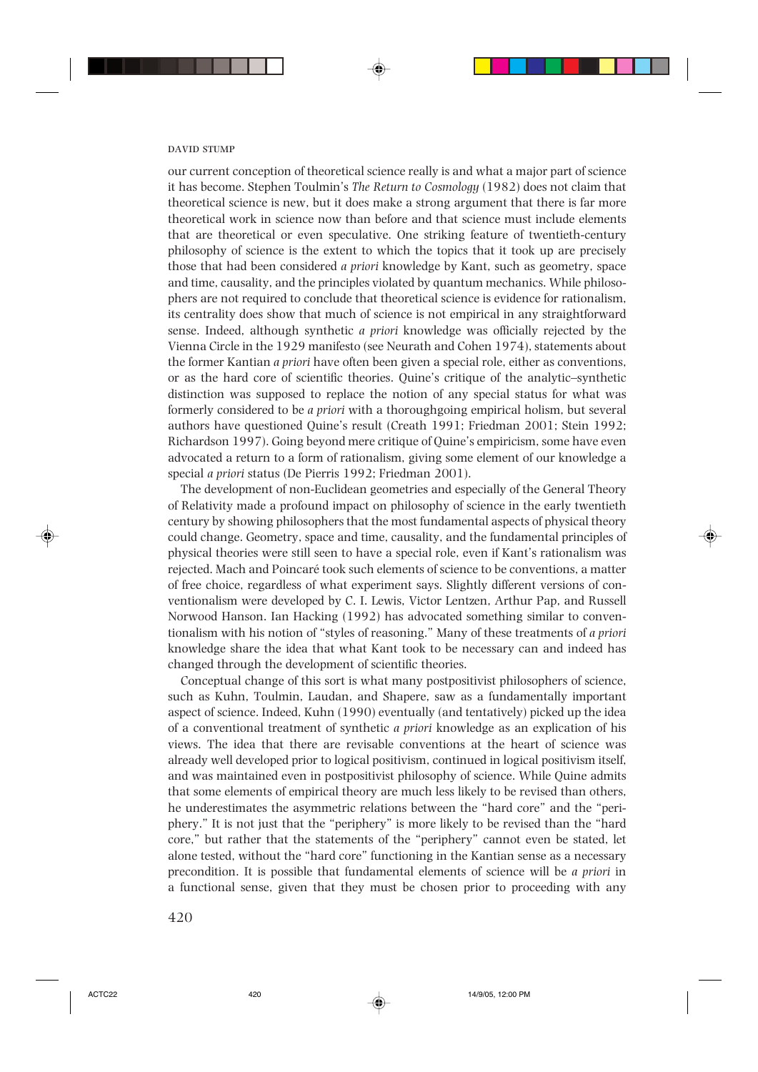our current conception of theoretical science really is and what a major part of science it has become. Stephen Toulmin's *The Return to Cosmology* (1982) does not claim that theoretical science is new, but it does make a strong argument that there is far more theoretical work in science now than before and that science must include elements that are theoretical or even speculative. One striking feature of twentieth-century philosophy of science is the extent to which the topics that it took up are precisely those that had been considered *a priori* knowledge by Kant, such as geometry, space and time, causality, and the principles violated by quantum mechanics. While philosophers are not required to conclude that theoretical science is evidence for rationalism, its centrality does show that much of science is not empirical in any straightforward sense. Indeed, although synthetic *a priori* knowledge was officially rejected by the Vienna Circle in the 1929 manifesto (see Neurath and Cohen 1974), statements about the former Kantian *a priori* have often been given a special role, either as conventions, or as the hard core of scientific theories. Quine's critique of the analytic–synthetic distinction was supposed to replace the notion of any special status for what was formerly considered to be *a priori* with a thoroughgoing empirical holism, but several authors have questioned Quine's result (Creath 1991; Friedman 2001; Stein 1992; Richardson 1997). Going beyond mere critique of Quine's empiricism, some have even advocated a return to a form of rationalism, giving some element of our knowledge a special *a priori* status (De Pierris 1992; Friedman 2001).

The development of non-Euclidean geometries and especially of the General Theory of Relativity made a profound impact on philosophy of science in the early twentieth century by showing philosophers that the most fundamental aspects of physical theory could change. Geometry, space and time, causality, and the fundamental principles of physical theories were still seen to have a special role, even if Kant's rationalism was rejected. Mach and Poincaré took such elements of science to be conventions, a matter of free choice, regardless of what experiment says. Slightly different versions of conventionalism were developed by C. I. Lewis, Victor Lentzen, Arthur Pap, and Russell Norwood Hanson. Ian Hacking (1992) has advocated something similar to conventionalism with his notion of "styles of reasoning." Many of these treatments of *a priori* knowledge share the idea that what Kant took to be necessary can and indeed has changed through the development of scientific theories.

Conceptual change of this sort is what many postpositivist philosophers of science, such as Kuhn, Toulmin, Laudan, and Shapere, saw as a fundamentally important aspect of science. Indeed, Kuhn (1990) eventually (and tentatively) picked up the idea of a conventional treatment of synthetic *a priori* knowledge as an explication of his views. The idea that there are revisable conventions at the heart of science was already well developed prior to logical positivism, continued in logical positivism itself, and was maintained even in postpositivist philosophy of science. While Quine admits that some elements of empirical theory are much less likely to be revised than others, he underestimates the asymmetric relations between the "hard core" and the "periphery." It is not just that the "periphery" is more likely to be revised than the "hard core," but rather that the statements of the "periphery" cannot even be stated, let alone tested, without the "hard core" functioning in the Kantian sense as a necessary precondition. It is possible that fundamental elements of science will be *a priori* in a functional sense, given that they must be chosen prior to proceeding with any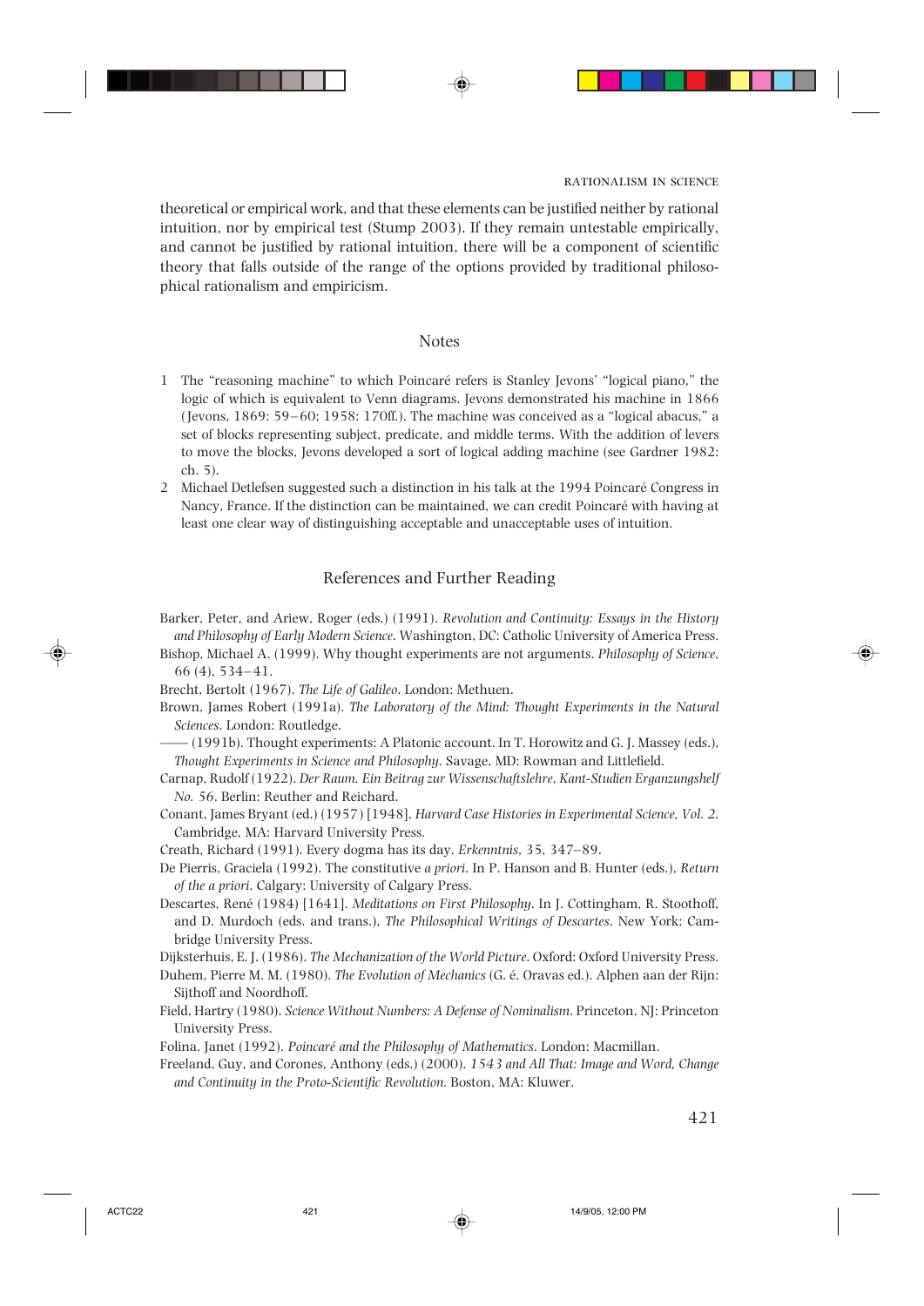theoretical or empirical work, and that these elements can be justified neither by rational intuition, nor by empirical test (Stump 2003). If they remain untestable empirically, and cannot be justified by rational intuition, there will be a component of scientific theory that falls outside of the range of the options provided by traditional philosophical rationalism and empiricism.

## Notes

1. The "reasoning machine" to which Poincaré refers is Stanley Jevons' "logical piano," the logic of which is equivalent to Venn diagrams. Jevons demonstrated his machine in 1866 (Jevons, 1869: 59–60; 1958: 170ff.). The machine was conceived as a "logical abacus," a set of blocks representing subject, predicate, and middle terms. With the addition of levers to move the blocks, Jevons developed a sort of logical adding machine (see Gardner 1982: ch. 5).
2. Michael Detlefsen suggested such a distinction in his talk at the 1994 Poincaré Congress in Nancy, France. If the distinction can be maintained, we can credit Poincaré with having at least one clear way of distinguishing acceptable and unacceptable uses of intuition.

## References and Further Reading

Barker, Peter, and Ariew, Roger (eds.) (1991). *Revolution and Continuity: Essays in the History and Philosophy of Early Modern Science*. Washington, DC: Catholic University of America Press.

Bishop, Michael A. (1999). Why thought experiments are not arguments. *Philosophy of Science*, 66 (4), 534–41.

Brecht, Bertolt (1967). *The Life of Galileo*. London: Methuen.

Brown, James Robert (1991a). *The Laboratory of the Mind: Thought Experiments in the Natural Sciences*. London: Routledge.

—— (1991b). Thought experiments: A Platonic account. In T. Horowitz and G. J. Massey (eds.), *Thought Experiments in Science and Philosophy*. Savage, MD: Rowman and Littlefield.

Carnap, Rudolf (1922). *Der Raum. Ein Beitrag zur Wissenschaftslehre*, *Kant-Studien Erganzungshelf No. 56*. Berlin: Reuther and Reichard.

Conant, James Bryant (ed.) (1957) [1948]. *Harvard Case Histories in Experimental Science, Vol. 2*. Cambridge, MA: Harvard University Press.

Creath, Richard (1991). Every dogma has its day. *Erkenntnis*, 35, 347–89.

De Pierris, Graciela (1992). The constitutive *a priori*. In P. Hanson and B. Hunter (eds.), *Return of the a priori*. Calgary: University of Calgary Press.

Descartes, René (1984) [1641]. *Meditations on First Philosophy*. In J. Cottingham, R. Stoothoff, and D. Murdoch (eds. and trans.), *The Philosophical Writings of Descartes*. New York: Cambridge University Press.

Dijksterhuis, E. J. (1986). *The Mechanization of the World Picture*. Oxford: Oxford University Press.

Duhem, Pierre M. M. (1980). *The Evolution of Mechanics* (G. é. Oravas ed.). Alphen aan der Rijn: Sijthoff and Noordhoff.

Field, Hartry (1980). *Science Without Numbers: A Defense of Nominalism*. Princeton, NJ: Princeton University Press.

Folina, Janet (1992). *Poincaré and the Philosophy of Mathematics*. London: Macmillan.

Freeland, Guy, and Corones, Anthony (eds.) (2000). *1543 and All That: Image and Word, Change and Continuity in the Proto-Scientific Revolution*. Boston, MA: Kluwer.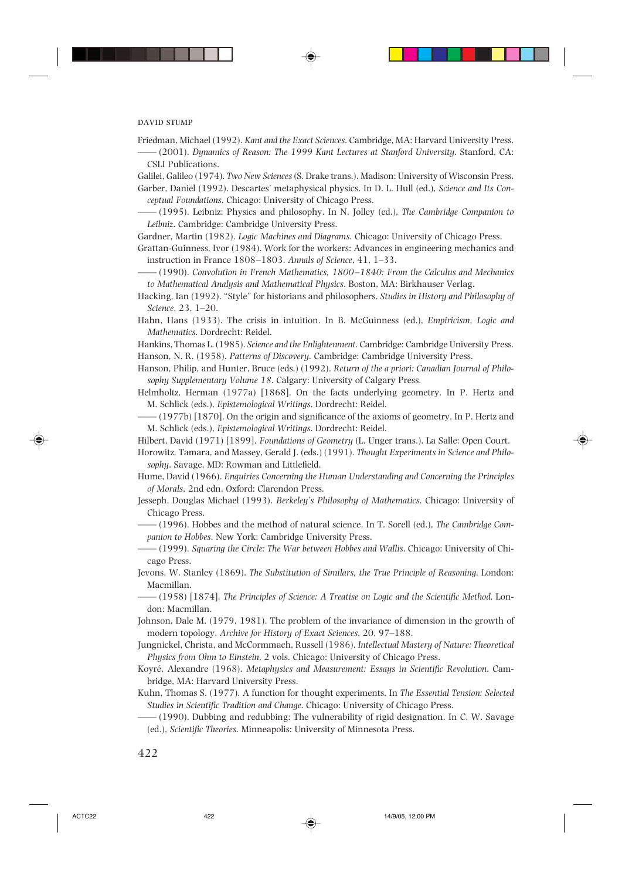Friedman, Michael (1992). *Kant and the Exact Sciences*. Cambridge, MA: Harvard University Press.

—— (2001). *Dynamics of Reason: The 1999 Kant Lectures at Stanford University*. Stanford, CA: CSLI Publications.

Galilei, Galileo (1974). *Two New Sciences* (S. Drake trans.). Madison: University of Wisconsin Press.

Garber, Daniel (1992). Descartes' metaphysical physics. In D. L. Hull (ed.), *Science and Its Conceptual Foundations*. Chicago: University of Chicago Press.

—— (1995). Leibniz: Physics and philosophy. In N. Jolley (ed.), *The Cambridge Companion to Leibniz*. Cambridge: Cambridge University Press.

Gardner, Martin (1982). *Logic Machines and Diagrams*. Chicago: University of Chicago Press.

Grattan-Guinness, Ivor (1984). Work for the workers: Advances in engineering mechanics and instruction in France 1808–1803. *Annals of Science*, 41, 1–33.

—— (1990). *Convolution in French Mathematics, 1800–1840: From the Calculus and Mechanics to Mathematical Analysis and Mathematical Physics*. Boston, MA: Birkhauser Verlag.

Hacking, Ian (1992). "Style" for historians and philosophers. *Studies in History and Philosophy of Science*, 23, 1–20.

Hahn, Hans (1933). The crisis in intuition. In B. McGuinness (ed.), *Empiricism, Logic and Mathematics*. Dordrecht: Reidel.

Hankins, Thomas L. (1985). *Science and the Enlightenment*. Cambridge: Cambridge University Press.

Hanson, N. R. (1958). *Patterns of Discovery*. Cambridge: Cambridge University Press.

Hanson, Philip, and Hunter, Bruce (eds.) (1992). *Return of the a priori: Canadian Journal of Philosophy Supplementary Volume 18*. Calgary: University of Calgary Press.

Helmholtz, Herman (1977a) [1868]. On the facts underlying geometry. In P. Hertz and M. Schlick (eds.), *Epistemological Writings*. Dordrecht: Reidel.

—— (1977b) [1870]. On the origin and significance of the axioms of geometry. In P. Hertz and M. Schlick (eds.), *Epistemological Writings*. Dordrecht: Reidel.

Hilbert, David (1971) [1899]. *Foundations of Geometry* (L. Unger trans.). La Salle: Open Court.

Horowitz, Tamara, and Massey, Gerald J. (eds.) (1991). *Thought Experiments in Science and Philosophy*. Savage, MD: Rowman and Littlefield.

Hume, David (1966). *Enquiries Concerning the Human Understanding and Concerning the Principles of Morals*, 2nd edn. Oxford: Clarendon Press.

Jesseph, Douglas Michael (1993). *Berkeley's Philosophy of Mathematics*. Chicago: University of Chicago Press.

—— (1996). Hobbes and the method of natural science. In T. Sorell (ed.), *The Cambridge Companion to Hobbes*. New York: Cambridge University Press.

—— (1999). *Squaring the Circle: The War between Hobbes and Wallis*. Chicago: University of Chicago Press.

Jevons, W. Stanley (1869). *The Substitution of Similars, the True Principle of Reasoning*. London: Macmillan.

—— (1958) [1874]. *The Principles of Science: A Treatise on Logic and the Scientific Method*. London: Macmillan.

Johnson, Dale M. (1979, 1981). The problem of the invariance of dimension in the growth of modern topology. *Archive for History of Exact Sciences*, 20, 97–188.

Jungnickel, Christa, and McCormmach, Russell (1986). *Intellectual Mastery of Nature: Theoretical Physics from Ohm to Einstein*, 2 vols. Chicago: University of Chicago Press.

Koyré, Alexandre (1968). *Metaphysics and Measurement: Essays in Scientific Revolution*. Cambridge, MA: Harvard University Press.

Kuhn, Thomas S. (1977). A function for thought experiments. In *The Essential Tension: Selected Studies in Scientific Tradition and Change*. Chicago: University of Chicago Press.

—— (1990). Dubbing and redubbing: The vulnerability of rigid designation. In C. W. Savage (ed.), *Scientific Theories*. Minneapolis: University of Minnesota Press.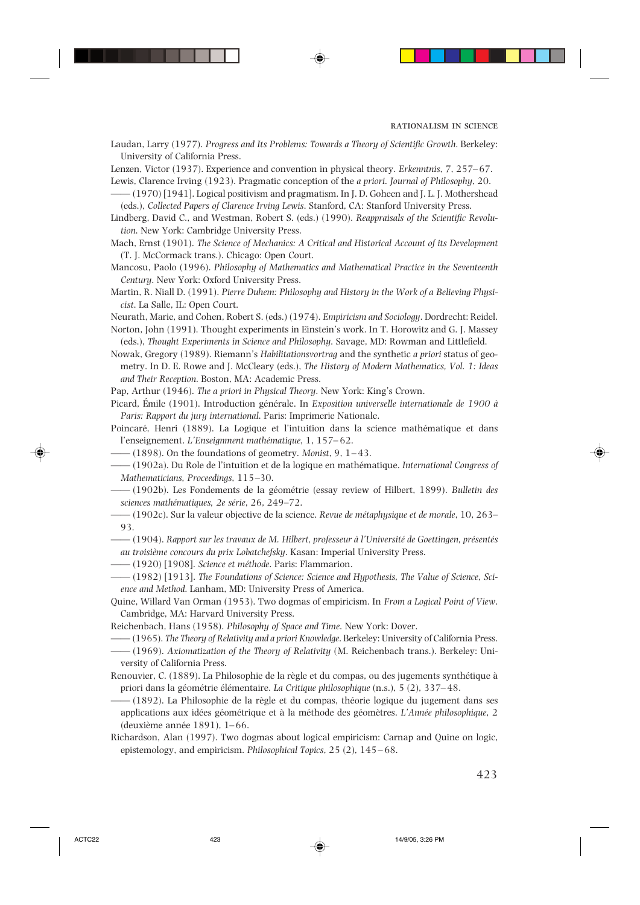Laudan, Larry (1977). *Progress and Its Problems: Towards a Theory of Scientific Growth*. Berkeley: University of California Press.

Lenzen, Victor (1937). Experience and convention in physical theory. *Erkenntnis*, 7, 257–67.

Lewis, Clarence Irving (1923). Pragmatic conception of the *a priori*. *Journal of Philosophy*, 20.

—— (1970) [1941]. Logical positivism and pragmatism. In J. D. Goheen and J. L. J. Mothershead (eds.), *Collected Papers of Clarence Irving Lewis*. Stanford, CA: Stanford University Press.

Lindberg, David C., and Westman, Robert S. (eds.) (1990). *Reappraisals of the Scientific Revolution*. New York: Cambridge University Press.

Mach, Ernst (1901). *The Science of Mechanics: A Critical and Historical Account of its Development* (T. J. McCormack trans.). Chicago: Open Court.

Mancosu, Paolo (1996). *Philosophy of Mathematics and Mathematical Practice in the Seventeenth Century*. New York: Oxford University Press.

Martin, R. Niall D. (1991). *Pierre Duhem: Philosophy and History in the Work of a Believing Physicist*. La Salle, IL: Open Court.

Neurath, Marie, and Cohen, Robert S. (eds.) (1974). *Empiricism and Sociology*. Dordrecht: Reidel.

Norton, John (1991). Thought experiments in Einstein's work. In T. Horowitz and G. J. Massey (eds.), *Thought Experiments in Science and Philosophy*. Savage, MD: Rowman and Littlefield.

Nowak, Gregory (1989). Riemann's *Habilitationsvortrag* and the synthetic *a priori* status of geometry. In D. E. Rowe and J. McCleary (eds.), *The History of Modern Mathematics, Vol. 1: Ideas and Their Reception*. Boston, MA: Academic Press.

Pap, Arthur (1946). *The a priori in Physical Theory*. New York: King's Crown.

Picard, Émile (1901). Introduction générale. In *Exposition universelle internationale de 1900 à Paris: Rapport du jury international*. Paris: Imprimerie Nationale.

Poincaré, Henri (1889). La Logique et l'intuition dans la science mathématique et dans l'enseignement. *L'Enseignment mathématique*, 1, 157–62.

—— (1898). On the foundations of geometry. *Monist*, 9, 1–43.

—— (1902a). Du Role de l'intuition et de la logique en mathématique. *International Congress of Mathematicians, Proceedings*, 115–30.

—— (1902b). Les Fondements de la géométrie (essay review of Hilbert, 1899). *Bulletin des sciences mathématiques, 2e série*, 26, 249–72.

—— (1902c). Sur la valeur objective de la science. *Revue de métaphysique et de morale*, 10, 263–93.

—— (1904). *Rapport sur les travaux de M. Hilbert, professeur à l'Université de Goettingen, présentés au troisième concours du prix Lobatchefsky*. Kasan: Imperial University Press.

—— (1920) [1908]. *Science et méthode*. Paris: Flammarion.

—— (1982) [1913]. *The Foundations of Science: Science and Hypothesis, The Value of Science, Science and Method*. Lanham, MD: University Press of America.

Quine, Willard Van Orman (1953). Two dogmas of empiricism. In *From a Logical Point of View*. Cambridge, MA: Harvard University Press.

Reichenbach, Hans (1958). *Philosophy of Space and Time*. New York: Dover.

—— (1965). *The Theory of Relativity and a priori Knowledge*. Berkeley: University of California Press.

—— (1969). *Axiomatization of the Theory of Relativity* (M. Reichenbach trans.). Berkeley: University of California Press.

Renouvier, C. (1889). La Philosophie de la règle et du compas, ou des jugements synthétique à priori dans la géométrie élémentaire. *La Critique philosophique* (n.s.), 5 (2), 337–48.

—— (1892). La Philosophie de la règle et du compas, théorie logique du jugement dans ses applications aux idées géométrique et à la méthode des géomètres. *L'Année philosophique*, 2 (deuxième année 1891), 1–66.

Richardson, Alan (1997). Two dogmas about logical empiricism: Carnap and Quine on logic, epistemology, and empiricism. *Philosophical Topics*, 25 (2), 145–68.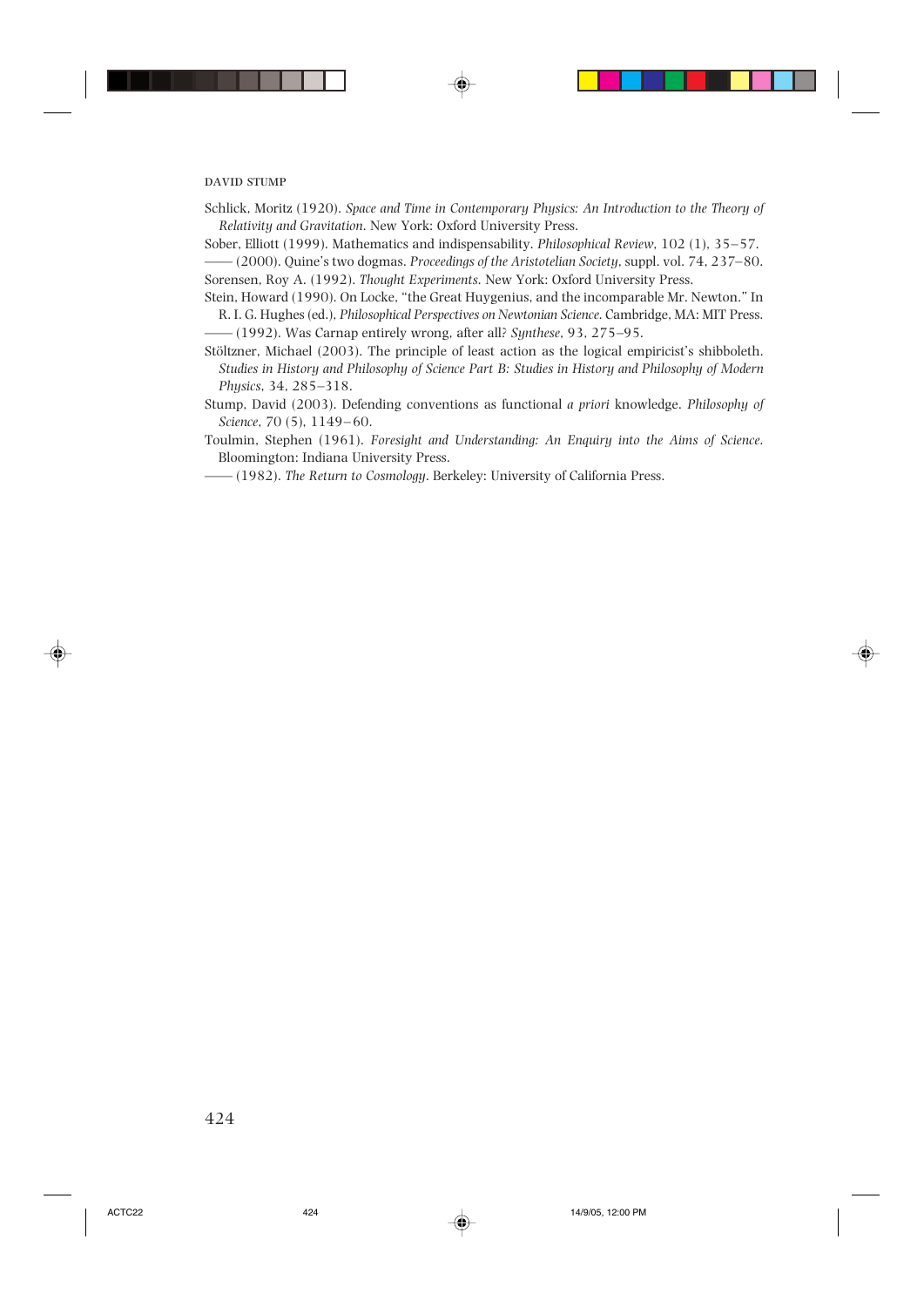Schlick, Moritz (1920). *Space and Time in Contemporary Physics: An Introduction to the Theory of Relativity and Gravitation*. New York: Oxford University Press.

Sober, Elliott (1999). Mathematics and indispensability. *Philosophical Review*, 102 (1), 35–57.

—— (2000). Quine's two dogmas. *Proceedings of the Aristotelian Society*, suppl. vol. 74, 237–80.

Sorensen, Roy A. (1992). *Thought Experiments*. New York: Oxford University Press.

Stein, Howard (1990). On Locke, "the Great Huygenius, and the incomparable Mr. Newton." In R. I. G. Hughes (ed.), *Philosophical Perspectives on Newtonian Science*. Cambridge, MA: MIT Press.

—— (1992). Was Carnap entirely wrong, after all? *Synthese*, 93, 275–95.

Stöltzner, Michael (2003). The principle of least action as the logical empiricist's shibboleth. *Studies in History and Philosophy of Science Part B: Studies in History and Philosophy of Modern Physics*, 34, 285–318.

Stump, David (2003). Defending conventions as functional *a priori* knowledge. *Philosophy of Science*, 70 (5), 1149–60.

Toulmin, Stephen (1961). *Foresight and Understanding: An Enquiry into the Aims of Science*. Bloomington: Indiana University Press.

—— (1982). *The Return to Cosmology*. Berkeley: University of California Press.